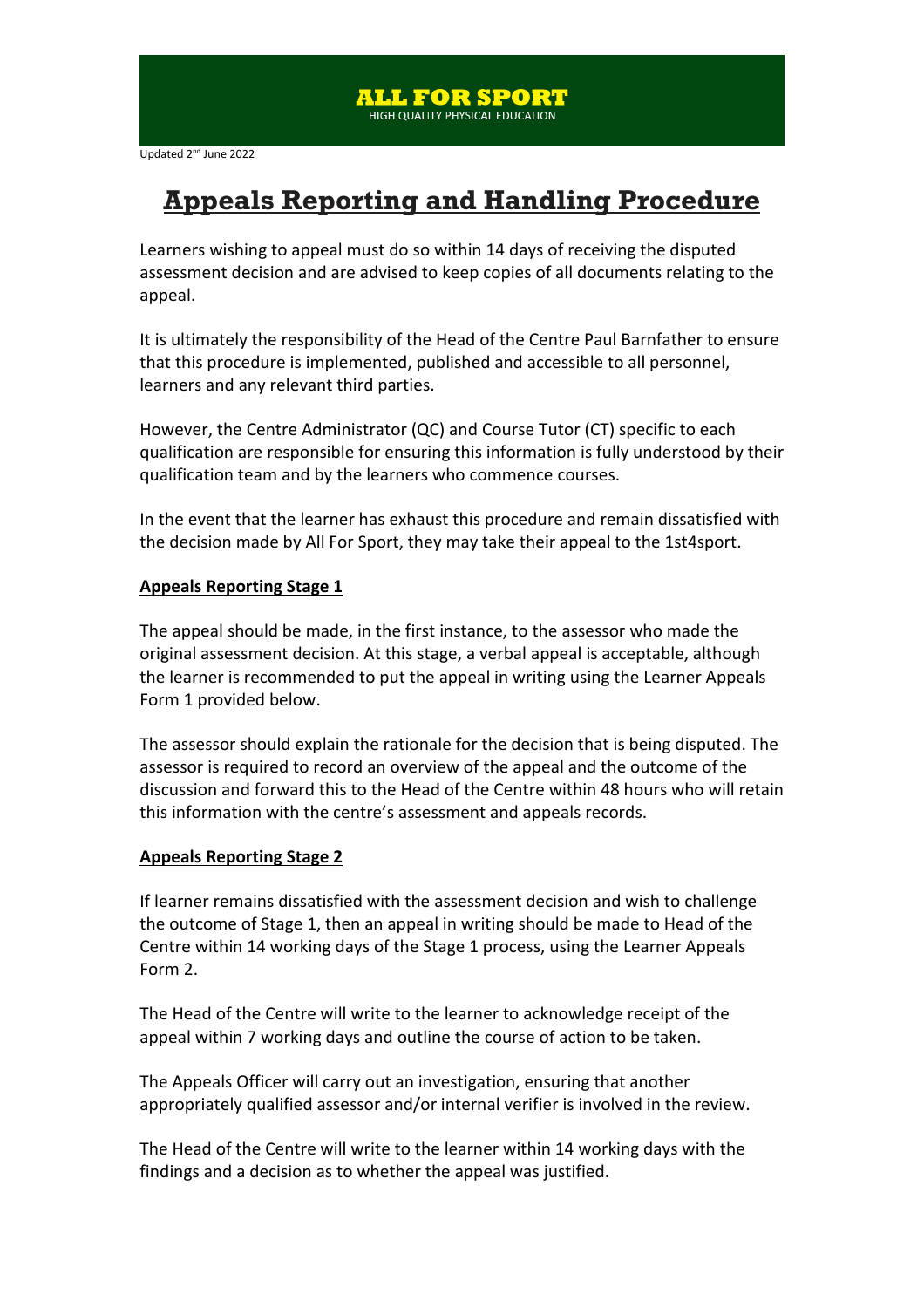**ALL FOR SPORT**
HIGH QUALITY PHYSICAL EDUCATION

Updated 2nd June 2022

# Appeals Reporting and Handling Procedure

Learners wishing to appeal must do so within 14 days of receiving the disputed assessment decision and are advised to keep copies of all documents relating to the appeal.

It is ultimately the responsibility of the Head of the Centre Paul Barnfather to ensure that this procedure is implemented, published and accessible to all personnel, learners and any relevant third parties.

However, the Centre Administrator (QC) and Course Tutor (CT) specific to each qualification are responsible for ensuring this information is fully understood by their qualification team and by the learners who commence courses.

In the event that the learner has exhaust this procedure and remain dissatisfied with the decision made by All For Sport, they may take their appeal to the 1st4sport.

## Appeals Reporting Stage 1

The appeal should be made, in the first instance, to the assessor who made the original assessment decision. At this stage, a verbal appeal is acceptable, although the learner is recommended to put the appeal in writing using the Learner Appeals Form 1 provided below.

The assessor should explain the rationale for the decision that is being disputed. The assessor is required to record an overview of the appeal and the outcome of the discussion and forward this to the Head of the Centre within 48 hours who will retain this information with the centre's assessment and appeals records.

## Appeals Reporting Stage 2

If learner remains dissatisfied with the assessment decision and wish to challenge the outcome of Stage 1, then an appeal in writing should be made to Head of the Centre within 14 working days of the Stage 1 process, using the Learner Appeals Form 2.

The Head of the Centre will write to the learner to acknowledge receipt of the appeal within 7 working days and outline the course of action to be taken.

The Appeals Officer will carry out an investigation, ensuring that another appropriately qualified assessor and/or internal verifier is involved in the review.

The Head of the Centre will write to the learner within 14 working days with the findings and a decision as to whether the appeal was justified.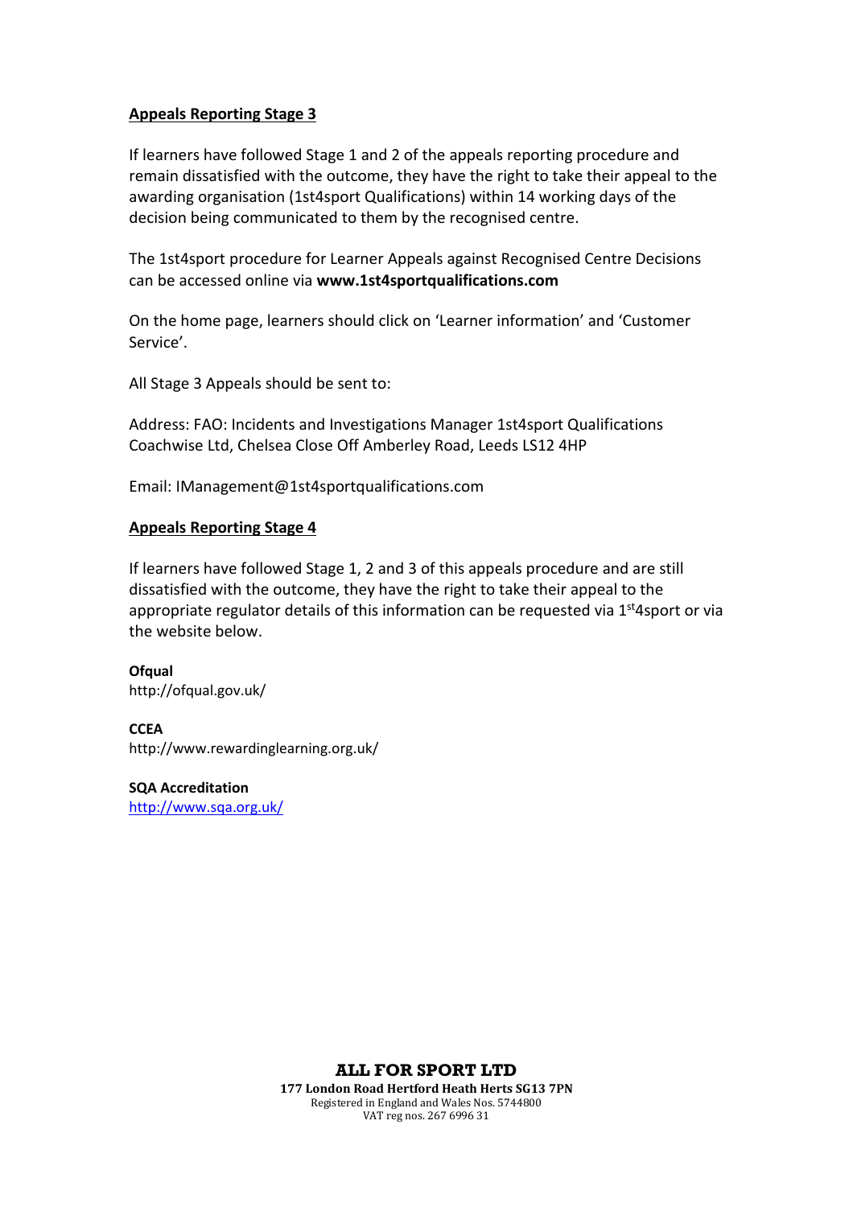**Appeals Reporting Stage 3**

If learners have followed Stage 1 and 2 of the appeals reporting procedure and remain dissatisfied with the outcome, they have the right to take their appeal to the awarding organisation (1st4sport Qualifications) within 14 working days of the decision being communicated to them by the recognised centre.

The 1st4sport procedure for Learner Appeals against Recognised Centre Decisions can be accessed online via **www.1st4sportqualifications.com**

On the home page, learners should click on 'Learner information' and 'Customer Service'.

All Stage 3 Appeals should be sent to:

Address: FAO: Incidents and Investigations Manager 1st4sport Qualifications Coachwise Ltd, Chelsea Close Off Amberley Road, Leeds LS12 4HP

Email: IManagement@1st4sportqualifications.com

**Appeals Reporting Stage 4**

If learners have followed Stage 1, 2 and 3 of this appeals procedure and are still dissatisfied with the outcome, they have the right to take their appeal to the appropriate regulator details of this information can be requested via 1st4sport or via the website below.

**Ofqual**
http://ofqual.gov.uk/

**CCEA**
http://www.rewardinglearning.org.uk/

**SQA Accreditation**
http://www.sqa.org.uk/

**ALL FOR SPORT LTD**
**177 London Road Hertford Heath Herts SG13 7PN**
Registered in England and Wales Nos. 5744800
VAT reg nos. 267 6996 31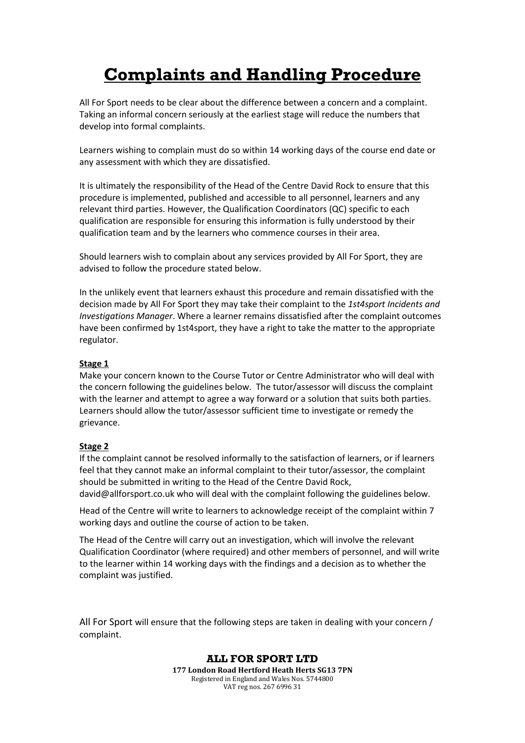# Complaints and Handling Procedure

All For Sport needs to be clear about the difference between a concern and a complaint. Taking an informal concern seriously at the earliest stage will reduce the numbers that develop into formal complaints.

Learners wishing to complain must do so within 14 working days of the course end date or any assessment with which they are dissatisfied.

It is ultimately the responsibility of the Head of the Centre David Rock to ensure that this procedure is implemented, published and accessible to all personnel, learners and any relevant third parties. However, the Qualification Coordinators (QC) specific to each qualification are responsible for ensuring this information is fully understood by their qualification team and by the learners who commence courses in their area.

Should learners wish to complain about any services provided by All For Sport, they are advised to follow the procedure stated below.

In the unlikely event that learners exhaust this procedure and remain dissatisfied with the decision made by All For Sport they may take their complaint to the *1st4sport Incidents and Investigations Manager*. Where a learner remains dissatisfied after the complaint outcomes have been confirmed by 1st4sport, they have a right to take the matter to the appropriate regulator.

**Stage 1**

Make your concern known to the Course Tutor or Centre Administrator who will deal with the concern following the guidelines below. The tutor/assessor will discuss the complaint with the learner and attempt to agree a way forward or a solution that suits both parties. Learners should allow the tutor/assessor sufficient time to investigate or remedy the grievance.

**Stage 2**

If the complaint cannot be resolved informally to the satisfaction of learners, or if learners feel that they cannot make an informal complaint to their tutor/assessor, the complaint should be submitted in writing to the Head of the Centre David Rock, david@allforsport.co.uk who will deal with the complaint following the guidelines below.

Head of the Centre will write to learners to acknowledge receipt of the complaint within 7 working days and outline the course of action to be taken.

The Head of the Centre will carry out an investigation, which will involve the relevant Qualification Coordinator (where required) and other members of personnel, and will write to the learner within 14 working days with the findings and a decision as to whether the complaint was justified.

All For Sport will ensure that the following steps are taken in dealing with your concern / complaint.

**ALL FOR SPORT LTD**
**177 London Road Hertford Heath Herts SG13 7PN**
Registered in England and Wales Nos. 5744800
VAT reg nos. 267 6996 31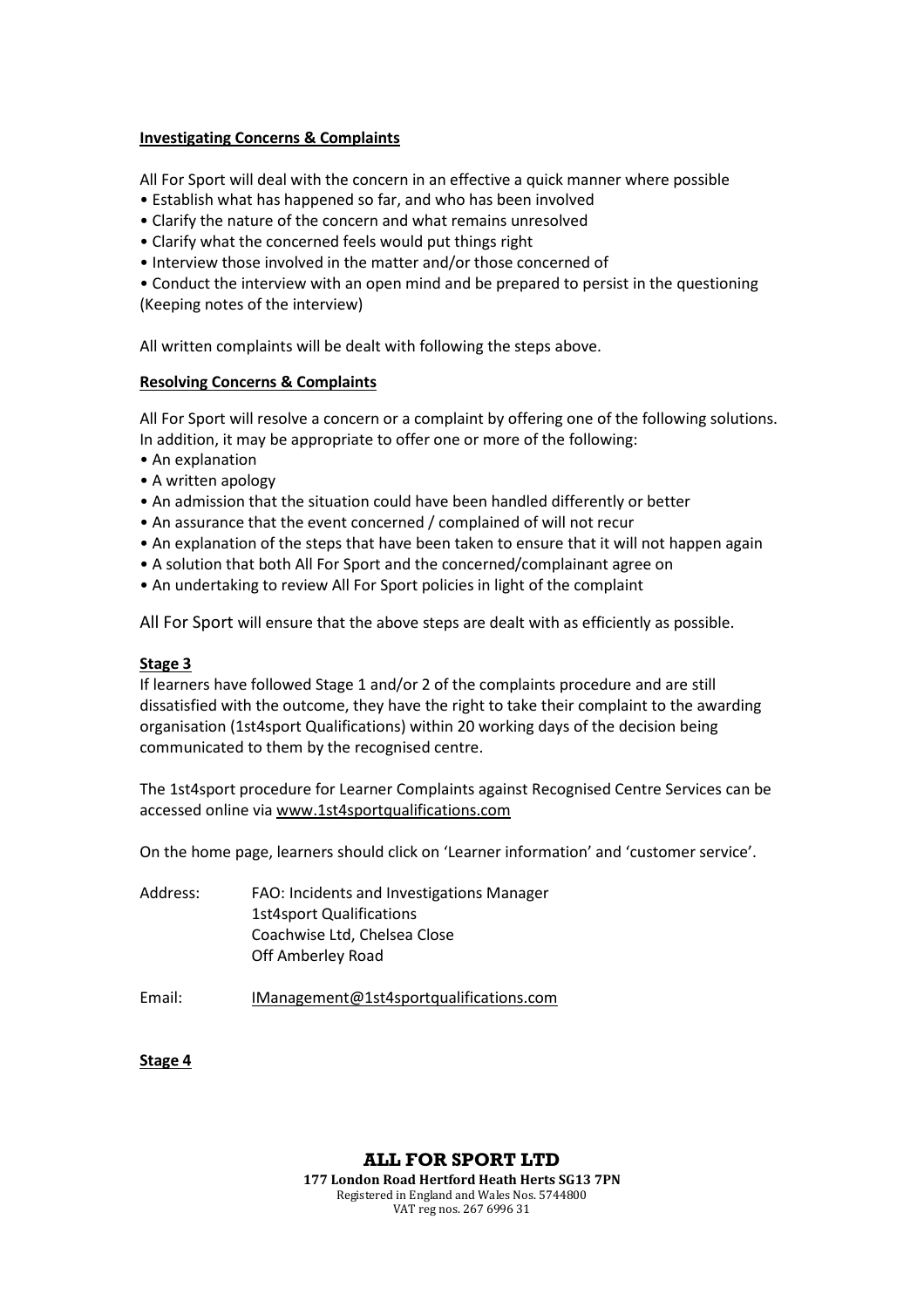**Investigating Concerns & Complaints**

All For Sport will deal with the concern in an effective a quick manner where possible

- Establish what has happened so far, and who has been involved
- Clarify the nature of the concern and what remains unresolved
- Clarify what the concerned feels would put things right
- Interview those involved in the matter and/or those concerned of
- Conduct the interview with an open mind and be prepared to persist in the questioning (Keeping notes of the interview)

All written complaints will be dealt with following the steps above.

**Resolving Concerns & Complaints**

All For Sport will resolve a concern or a complaint by offering one of the following solutions. In addition, it may be appropriate to offer one or more of the following:

- An explanation
- A written apology
- An admission that the situation could have been handled differently or better
- An assurance that the event concerned / complained of will not recur
- An explanation of the steps that have been taken to ensure that it will not happen again
- A solution that both All For Sport and the concerned/complainant agree on
- An undertaking to review All For Sport policies in light of the complaint

All For Sport will ensure that the above steps are dealt with as efficiently as possible.

**Stage 3**

If learners have followed Stage 1 and/or 2 of the complaints procedure and are still dissatisfied with the outcome, they have the right to take their complaint to the awarding organisation (1st4sport Qualifications) within 20 working days of the decision being communicated to them by the recognised centre.

The 1st4sport procedure for Learner Complaints against Recognised Centre Services can be accessed online via www.1st4sportqualifications.com

On the home page, learners should click on 'Learner information' and 'customer service'.

Address: FAO: Incidents and Investigations Manager
1st4sport Qualifications
Coachwise Ltd, Chelsea Close
Off Amberley Road

Email: IManagement@1st4sportqualifications.com

**Stage 4**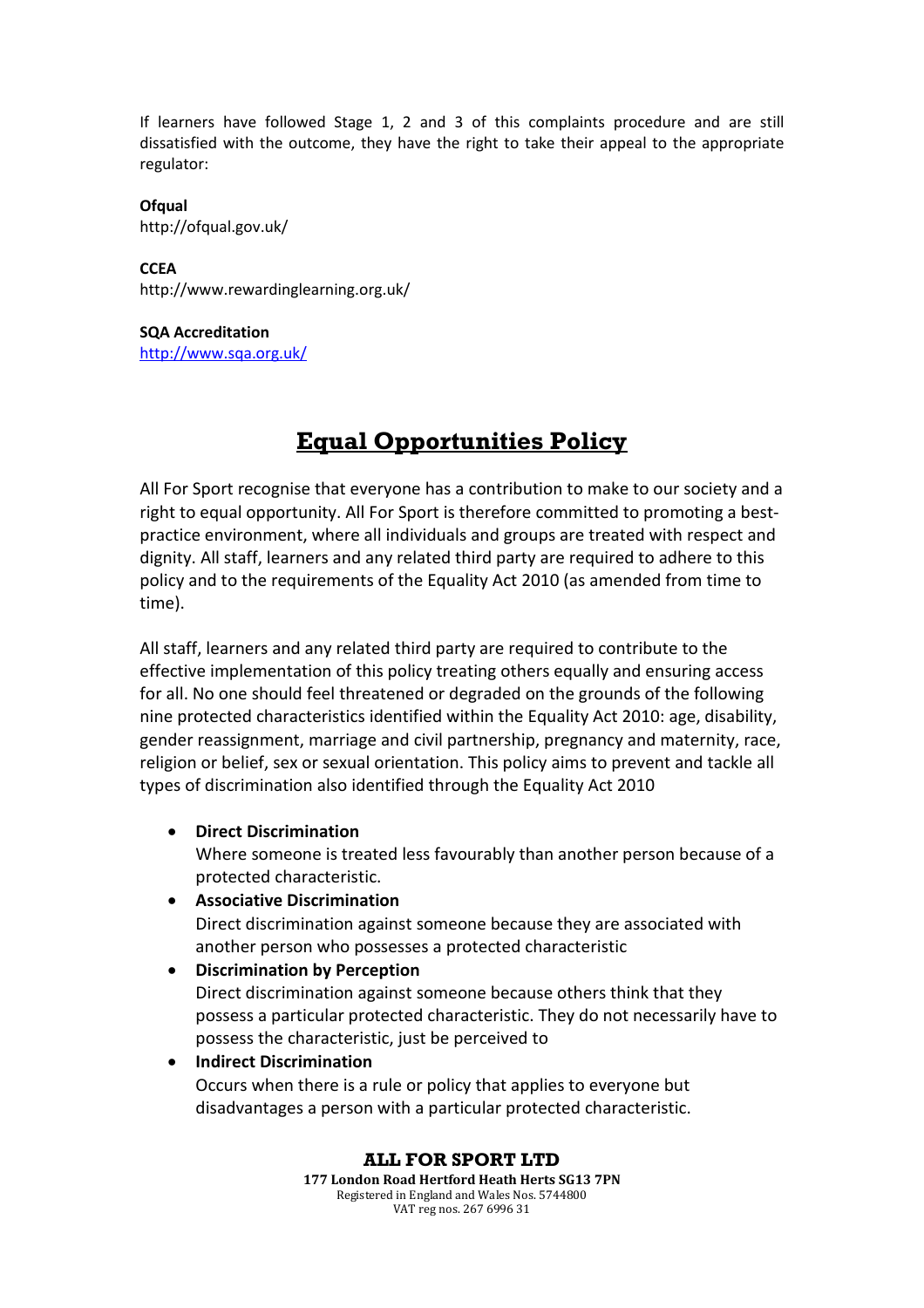If learners have followed Stage 1, 2 and 3 of this complaints procedure and are still dissatisfied with the outcome, they have the right to take their appeal to the appropriate regulator:

**Ofqual**
http://ofqual.gov.uk/

**CCEA**
http://www.rewardinglearning.org.uk/

**SQA Accreditation**
http://www.sqa.org.uk/

# Equal Opportunities Policy

All For Sport recognise that everyone has a contribution to make to our society and a right to equal opportunity. All For Sport is therefore committed to promoting a best-practice environment, where all individuals and groups are treated with respect and dignity. All staff, learners and any related third party are required to adhere to this policy and to the requirements of the Equality Act 2010 (as amended from time to time).

All staff, learners and any related third party are required to contribute to the effective implementation of this policy treating others equally and ensuring access for all. No one should feel threatened or degraded on the grounds of the following nine protected characteristics identified within the Equality Act 2010: age, disability, gender reassignment, marriage and civil partnership, pregnancy and maternity, race, religion or belief, sex or sexual orientation. This policy aims to prevent and tackle all types of discrimination also identified through the Equality Act 2010

- **Direct Discrimination**
  Where someone is treated less favourably than another person because of a protected characteristic.
- **Associative Discrimination**
  Direct discrimination against someone because they are associated with another person who possesses a protected characteristic
- **Discrimination by Perception**
  Direct discrimination against someone because others think that they possess a particular protected characteristic. They do not necessarily have to possess the characteristic, just be perceived to
- **Indirect Discrimination**
  Occurs when there is a rule or policy that applies to everyone but disadvantages a person with a particular protected characteristic.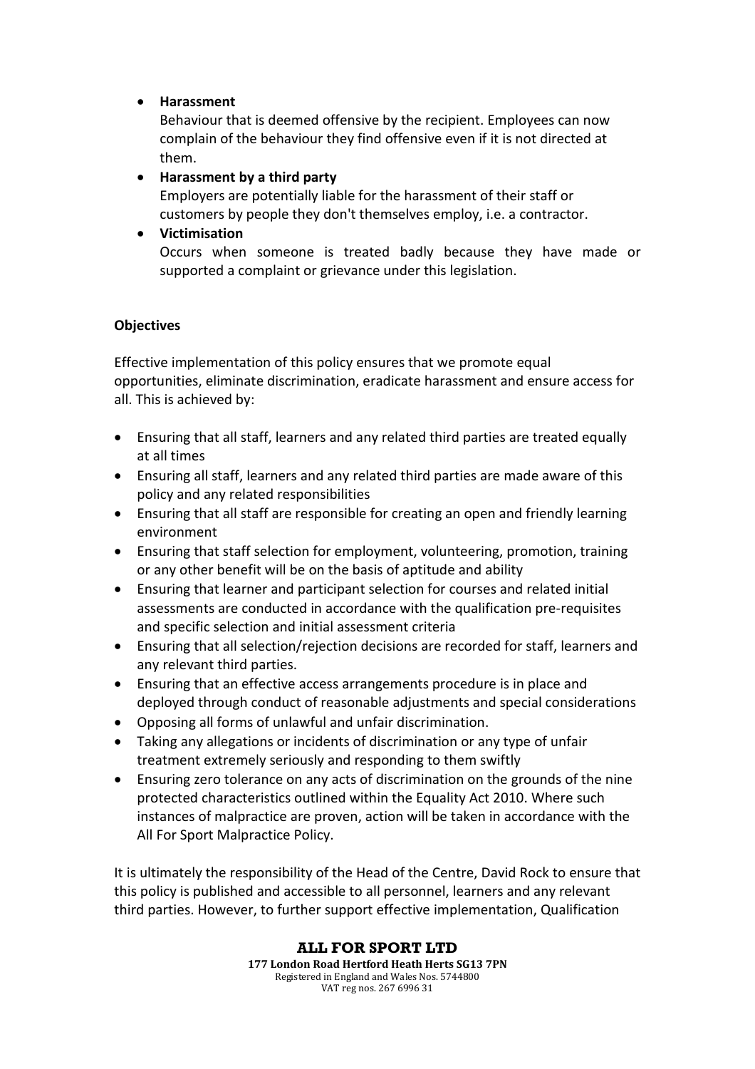- **Harassment**
  Behaviour that is deemed offensive by the recipient. Employees can now complain of the behaviour they find offensive even if it is not directed at them.
- **Harassment by a third party**
  Employers are potentially liable for the harassment of their staff or customers by people they don't themselves employ, i.e. a contractor.
- **Victimisation**
  Occurs when someone is treated badly because they have made or supported a complaint or grievance under this legislation.

**Objectives**

Effective implementation of this policy ensures that we promote equal opportunities, eliminate discrimination, eradicate harassment and ensure access for all. This is achieved by:

- Ensuring that all staff, learners and any related third parties are treated equally at all times
- Ensuring all staff, learners and any related third parties are made aware of this policy and any related responsibilities
- Ensuring that all staff are responsible for creating an open and friendly learning environment
- Ensuring that staff selection for employment, volunteering, promotion, training or any other benefit will be on the basis of aptitude and ability
- Ensuring that learner and participant selection for courses and related initial assessments are conducted in accordance with the qualification pre-requisites and specific selection and initial assessment criteria
- Ensuring that all selection/rejection decisions are recorded for staff, learners and any relevant third parties.
- Ensuring that an effective access arrangements procedure is in place and deployed through conduct of reasonable adjustments and special considerations
- Opposing all forms of unlawful and unfair discrimination.
- Taking any allegations or incidents of discrimination or any type of unfair treatment extremely seriously and responding to them swiftly
- Ensuring zero tolerance on any acts of discrimination on the grounds of the nine protected characteristics outlined within the Equality Act 2010. Where such instances of malpractice are proven, action will be taken in accordance with the All For Sport Malpractice Policy.

It is ultimately the responsibility of the Head of the Centre, David Rock to ensure that this policy is published and accessible to all personnel, learners and any relevant third parties. However, to further support effective implementation, Qualification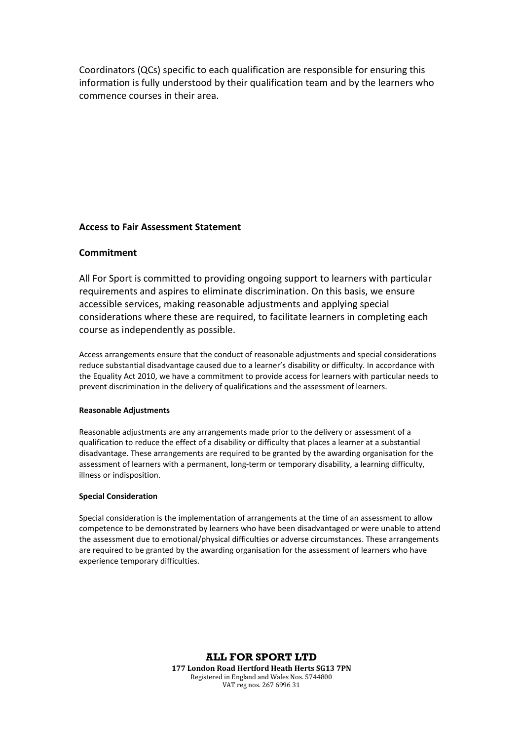Coordinators (QCs) specific to each qualification are responsible for ensuring this information is fully understood by their qualification team and by the learners who commence courses in their area.

**Access to Fair Assessment Statement**

## Commitment

All For Sport is committed to providing ongoing support to learners with particular requirements and aspires to eliminate discrimination. On this basis, we ensure accessible services, making reasonable adjustments and applying special considerations where these are required, to facilitate learners in completing each course as independently as possible.

Access arrangements ensure that the conduct of reasonable adjustments and special considerations reduce substantial disadvantage caused due to a learner's disability or difficulty. In accordance with the Equality Act 2010, we have a commitment to provide access for learners with particular needs to prevent discrimination in the delivery of qualifications and the assessment of learners.

#### Reasonable Adjustments

Reasonable adjustments are any arrangements made prior to the delivery or assessment of a qualification to reduce the effect of a disability or difficulty that places a learner at a substantial disadvantage. These arrangements are required to be granted by the awarding organisation for the assessment of learners with a permanent, long-term or temporary disability, a learning difficulty, illness or indisposition.

#### Special Consideration

Special consideration is the implementation of arrangements at the time of an assessment to allow competence to be demonstrated by learners who have been disadvantaged or were unable to attend the assessment due to emotional/physical difficulties or adverse circumstances. These arrangements are required to be granted by the awarding organisation for the assessment of learners who have experience temporary difficulties.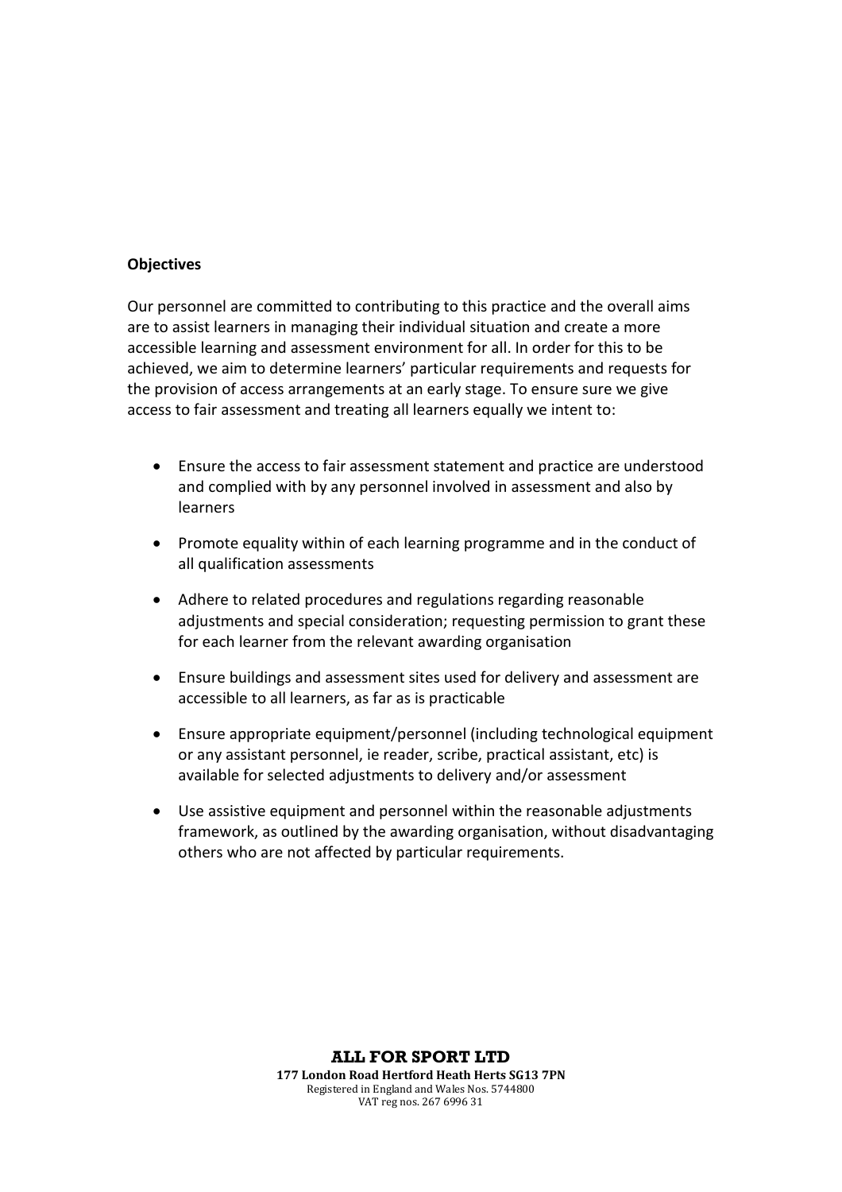**Objectives**

Our personnel are committed to contributing to this practice and the overall aims are to assist learners in managing their individual situation and create a more accessible learning and assessment environment for all. In order for this to be achieved, we aim to determine learners' particular requirements and requests for the provision of access arrangements at an early stage. To ensure sure we give access to fair assessment and treating all learners equally we intent to:

- Ensure the access to fair assessment statement and practice are understood and complied with by any personnel involved in assessment and also by learners
- Promote equality within of each learning programme and in the conduct of all qualification assessments
- Adhere to related procedures and regulations regarding reasonable adjustments and special consideration; requesting permission to grant these for each learner from the relevant awarding organisation
- Ensure buildings and assessment sites used for delivery and assessment are accessible to all learners, as far as is practicable
- Ensure appropriate equipment/personnel (including technological equipment or any assistant personnel, ie reader, scribe, practical assistant, etc) is available for selected adjustments to delivery and/or assessment
- Use assistive equipment and personnel within the reasonable adjustments framework, as outlined by the awarding organisation, without disadvantaging others who are not affected by particular requirements.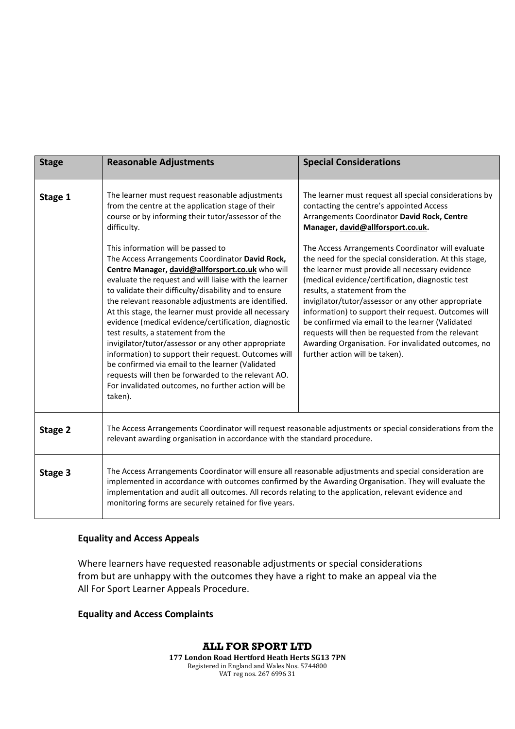| Stage | Reasonable Adjustments | Special Considerations |
|---|---|---|
| **Stage 1** | The learner must request reasonable adjustments from the centre at the application stage of their course or by informing their tutor/assessor of the difficulty.<br><br>This information will be passed to The Access Arrangements Coordinator **David Rock, Centre Manager, david@allforsport.co.uk** who will evaluate the request and will liaise with the learner to validate their difficulty/disability and to ensure the relevant reasonable adjustments are identified. At this stage, the learner must provide all necessary evidence (medical evidence/certification, diagnostic test results, a statement from the invigilator/tutor/assessor or any other appropriate information) to support their request. Outcomes will be confirmed via email to the learner (Validated requests will then be forwarded to the relevant AO. For invalidated outcomes, no further action will be taken). | The learner must request all special considerations by contacting the centre's appointed Access Arrangements Coordinator **David Rock, Centre Manager, david@allforsport.co.uk.**<br><br>The Access Arrangements Coordinator will evaluate the need for the special consideration. At this stage, the learner must provide all necessary evidence (medical evidence/certification, diagnostic test results, a statement from the invigilator/tutor/assessor or any other appropriate information) to support their request. Outcomes will be confirmed via email to the learner (Validated requests will then be requested from the relevant Awarding Organisation. For invalidated outcomes, no further action will be taken). |
| **Stage 2** | The Access Arrangements Coordinator will request reasonable adjustments or special considerations from the relevant awarding organisation in accordance with the standard procedure. | |
| **Stage 3** | The Access Arrangements Coordinator will ensure all reasonable adjustments and special consideration are implemented in accordance with outcomes confirmed by the Awarding Organisation. They will evaluate the implementation and audit all outcomes. All records relating to the application, relevant evidence and monitoring forms are securely retained for five years. | |

**Equality and Access Appeals**

Where learners have requested reasonable adjustments or special considerations from but are unhappy with the outcomes they have a right to make an appeal via the All For Sport Learner Appeals Procedure.

**Equality and Access Complaints**

**ALL FOR SPORT LTD**
**177 London Road Hertford Heath Herts SG13 7PN**
Registered in England and Wales Nos. 5744800
VAT reg nos. 267 6996 31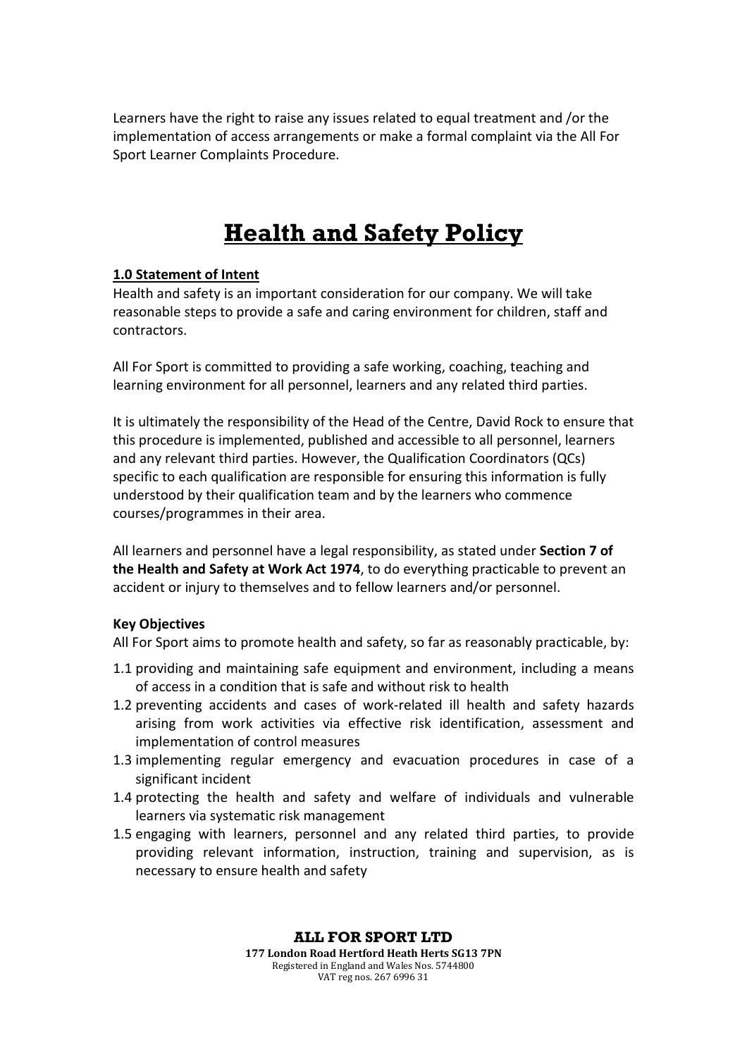Learners have the right to raise any issues related to equal treatment and /or the implementation of access arrangements or make a formal complaint via the All For Sport Learner Complaints Procedure.

# Health and Safety Policy

**1.0 Statement of Intent**

Health and safety is an important consideration for our company. We will take reasonable steps to provide a safe and caring environment for children, staff and contractors.

All For Sport is committed to providing a safe working, coaching, teaching and learning environment for all personnel, learners and any related third parties.

It is ultimately the responsibility of the Head of the Centre, David Rock to ensure that this procedure is implemented, published and accessible to all personnel, learners and any relevant third parties. However, the Qualification Coordinators (QCs) specific to each qualification are responsible for ensuring this information is fully understood by their qualification team and by the learners who commence courses/programmes in their area.

All learners and personnel have a legal responsibility, as stated under **Section 7 of the Health and Safety at Work Act 1974**, to do everything practicable to prevent an accident or injury to themselves and to fellow learners and/or personnel.

**Key Objectives**

All For Sport aims to promote health and safety, so far as reasonably practicable, by:

1.1 providing and maintaining safe equipment and environment, including a means of access in a condition that is safe and without risk to health

1.2 preventing accidents and cases of work-related ill health and safety hazards arising from work activities via effective risk identification, assessment and implementation of control measures

1.3 implementing regular emergency and evacuation procedures in case of a significant incident

1.4 protecting the health and safety and welfare of individuals and vulnerable learners via systematic risk management

1.5 engaging with learners, personnel and any related third parties, to provide providing relevant information, instruction, training and supervision, as is necessary to ensure health and safety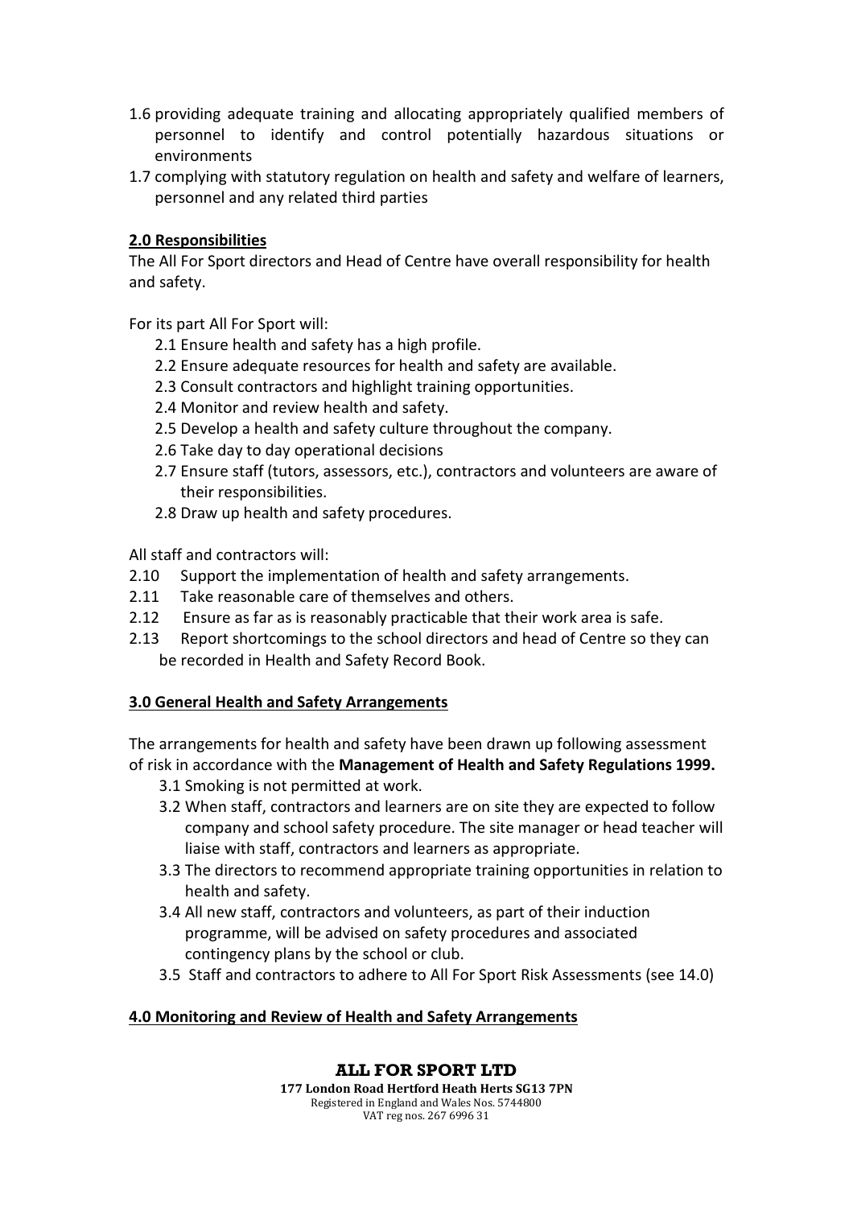1.6 providing adequate training and allocating appropriately qualified members of personnel to identify and control potentially hazardous situations or environments

1.7 complying with statutory regulation on health and safety and welfare of learners, personnel and any related third parties

## 2.0 Responsibilities

The All For Sport directors and Head of Centre have overall responsibility for health and safety.

For its part All For Sport will:

2.1 Ensure health and safety has a high profile.

2.2 Ensure adequate resources for health and safety are available.

2.3 Consult contractors and highlight training opportunities.

2.4 Monitor and review health and safety.

2.5 Develop a health and safety culture throughout the company.

2.6 Take day to day operational decisions

2.7 Ensure staff (tutors, assessors, etc.), contractors and volunteers are aware of their responsibilities.

2.8 Draw up health and safety procedures.

All staff and contractors will:

2.10 Support the implementation of health and safety arrangements.

2.11 Take reasonable care of themselves and others.

2.12 Ensure as far as is reasonably practicable that their work area is safe.

2.13 Report shortcomings to the school directors and head of Centre so they can be recorded in Health and Safety Record Book.

## 3.0 General Health and Safety Arrangements

The arrangements for health and safety have been drawn up following assessment of risk in accordance with the **Management of Health and Safety Regulations 1999.**

3.1 Smoking is not permitted at work.

3.2 When staff, contractors and learners are on site they are expected to follow company and school safety procedure. The site manager or head teacher will liaise with staff, contractors and learners as appropriate.

3.3 The directors to recommend appropriate training opportunities in relation to health and safety.

3.4 All new staff, contractors and volunteers, as part of their induction programme, will be advised on safety procedures and associated contingency plans by the school or club.

3.5 Staff and contractors to adhere to All For Sport Risk Assessments (see 14.0)

## 4.0 Monitoring and Review of Health and Safety Arrangements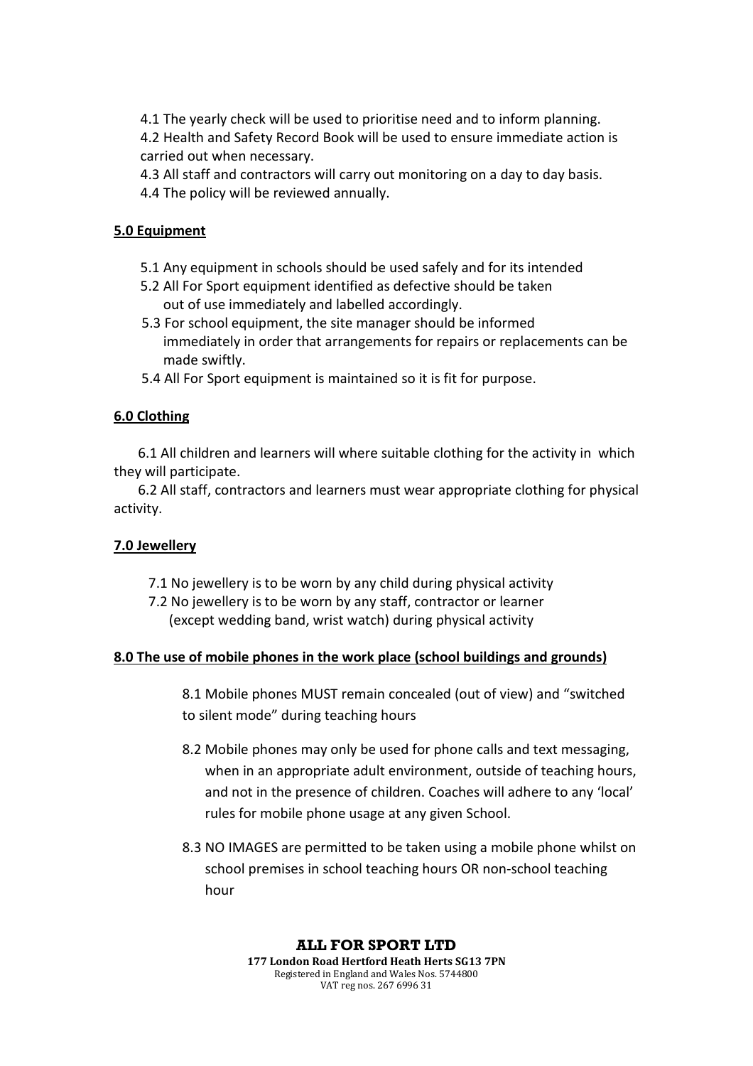4.1 The yearly check will be used to prioritise need and to inform planning.

4.2 Health and Safety Record Book will be used to ensure immediate action is carried out when necessary.

4.3 All staff and contractors will carry out monitoring on a day to day basis.

4.4 The policy will be reviewed annually.

**5.0 Equipment**

5.1 Any equipment in schools should be used safely and for its intended

5.2 All For Sport equipment identified as defective should be taken out of use immediately and labelled accordingly.

5.3 For school equipment, the site manager should be informed immediately in order that arrangements for repairs or replacements can be made swiftly.

5.4 All For Sport equipment is maintained so it is fit for purpose.

**6.0 Clothing**

6.1 All children and learners will where suitable clothing for the activity in which they will participate.

6.2 All staff, contractors and learners must wear appropriate clothing for physical activity.

**7.0 Jewellery**

7.1 No jewellery is to be worn by any child during physical activity

7.2 No jewellery is to be worn by any staff, contractor or learner (except wedding band, wrist watch) during physical activity

**8.0 The use of mobile phones in the work place (school buildings and grounds)**

8.1 Mobile phones MUST remain concealed (out of view) and "switched to silent mode" during teaching hours

8.2 Mobile phones may only be used for phone calls and text messaging, when in an appropriate adult environment, outside of teaching hours, and not in the presence of children. Coaches will adhere to any 'local' rules for mobile phone usage at any given School.

8.3 NO IMAGES are permitted to be taken using a mobile phone whilst on school premises in school teaching hours OR non-school teaching hour

**ALL FOR SPORT LTD**
**177 London Road Hertford Heath Herts SG13 7PN**
Registered in England and Wales Nos. 5744800
VAT reg nos. 267 6996 31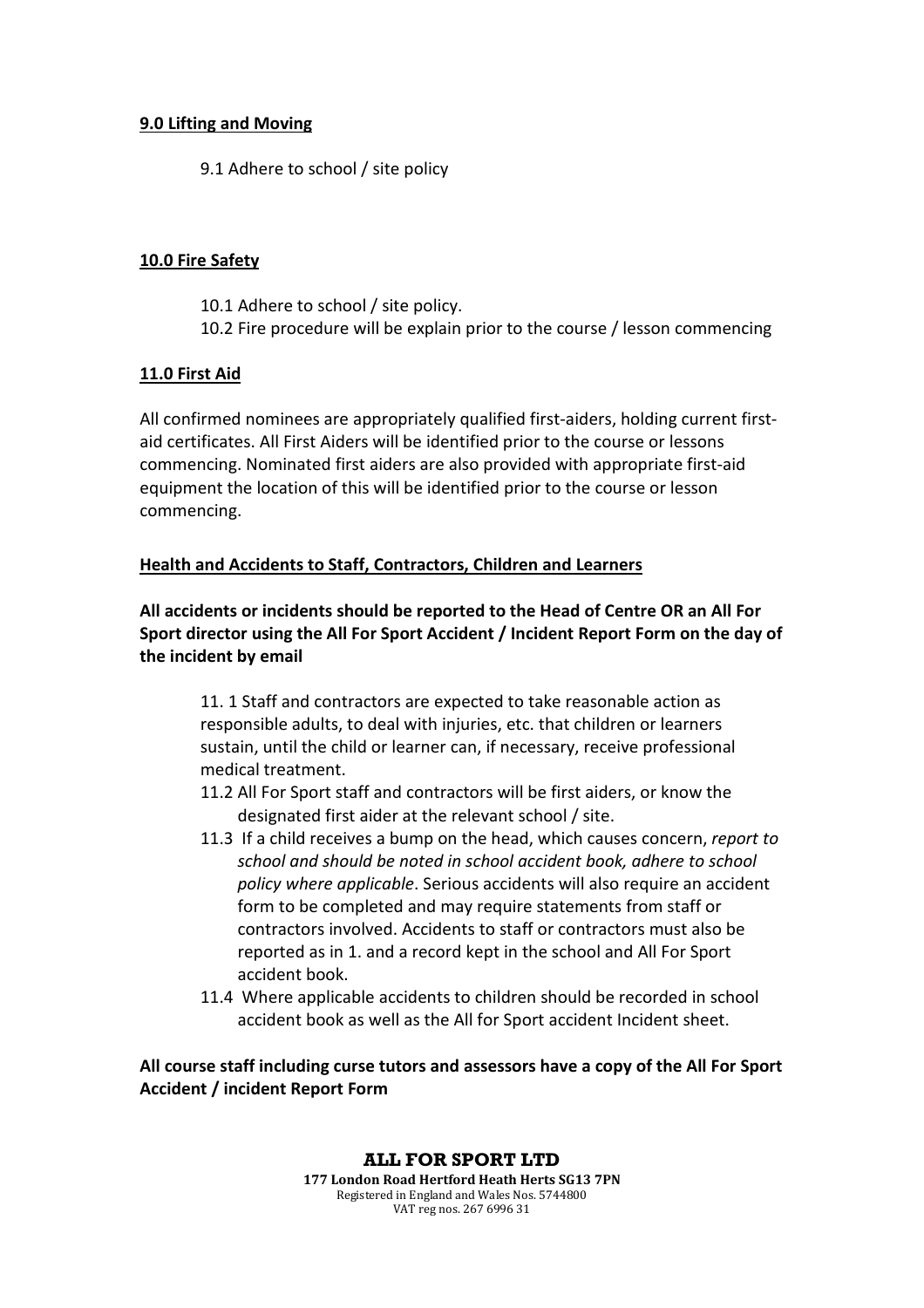**9.0 Lifting and Moving**

9.1 Adhere to school / site policy

**10.0 Fire Safety**

10.1 Adhere to school / site policy.

10.2 Fire procedure will be explain prior to the course / lesson commencing

**11.0 First Aid**

All confirmed nominees are appropriately qualified first-aiders, holding current first-aid certificates. All First Aiders will be identified prior to the course or lessons commencing. Nominated first aiders are also provided with appropriate first-aid equipment the location of this will be identified prior to the course or lesson commencing.

**Health and Accidents to Staff, Contractors, Children and Learners**

**All accidents or incidents should be reported to the Head of Centre OR an All For Sport director using the All For Sport Accident / Incident Report Form on the day of the incident by email**

11. 1 Staff and contractors are expected to take reasonable action as responsible adults, to deal with injuries, etc. that children or learners sustain, until the child or learner can, if necessary, receive professional medical treatment.

11.2 All For Sport staff and contractors will be first aiders, or know the designated first aider at the relevant school / site.

11.3 If a child receives a bump on the head, which causes concern, *report to school and should be noted in school accident book, adhere to school policy where applicable*. Serious accidents will also require an accident form to be completed and may require statements from staff or contractors involved. Accidents to staff or contractors must also be reported as in 1. and a record kept in the school and All For Sport accident book.

11.4 Where applicable accidents to children should be recorded in school accident book as well as the All for Sport accident Incident sheet.

**All course staff including curse tutors and assessors have a copy of the All For Sport Accident / incident Report Form**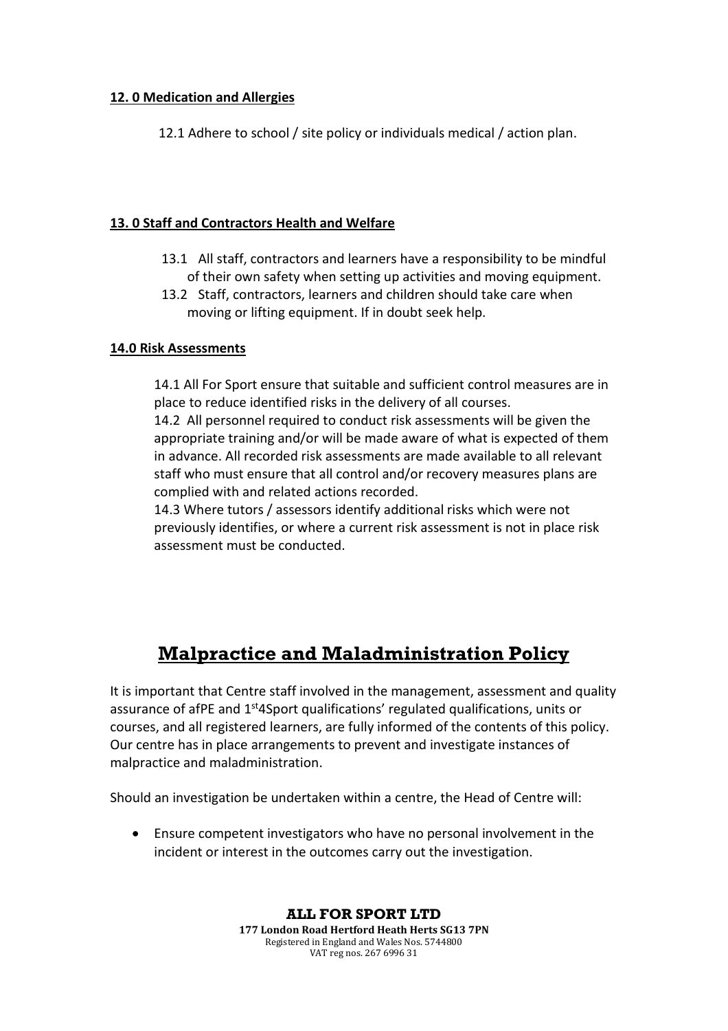**12. 0 Medication and Allergies**

12.1 Adhere to school / site policy or individuals medical / action plan.

**13. 0 Staff and Contractors Health and Welfare**

13.1 All staff, contractors and learners have a responsibility to be mindful of their own safety when setting up activities and moving equipment.

13.2 Staff, contractors, learners and children should take care when moving or lifting equipment. If in doubt seek help.

**14.0 Risk Assessments**

14.1 All For Sport ensure that suitable and sufficient control measures are in place to reduce identified risks in the delivery of all courses.

14.2 All personnel required to conduct risk assessments will be given the appropriate training and/or will be made aware of what is expected of them in advance. All recorded risk assessments are made available to all relevant staff who must ensure that all control and/or recovery measures plans are complied with and related actions recorded.

14.3 Where tutors / assessors identify additional risks which were not previously identifies, or where a current risk assessment is not in place risk assessment must be conducted.

# Malpractice and Maladministration Policy

It is important that Centre staff involved in the management, assessment and quality assurance of afPE and 1st4Sport qualifications' regulated qualifications, units or courses, and all registered learners, are fully informed of the contents of this policy. Our centre has in place arrangements to prevent and investigate instances of malpractice and maladministration.

Should an investigation be undertaken within a centre, the Head of Centre will:

- Ensure competent investigators who have no personal involvement in the incident or interest in the outcomes carry out the investigation.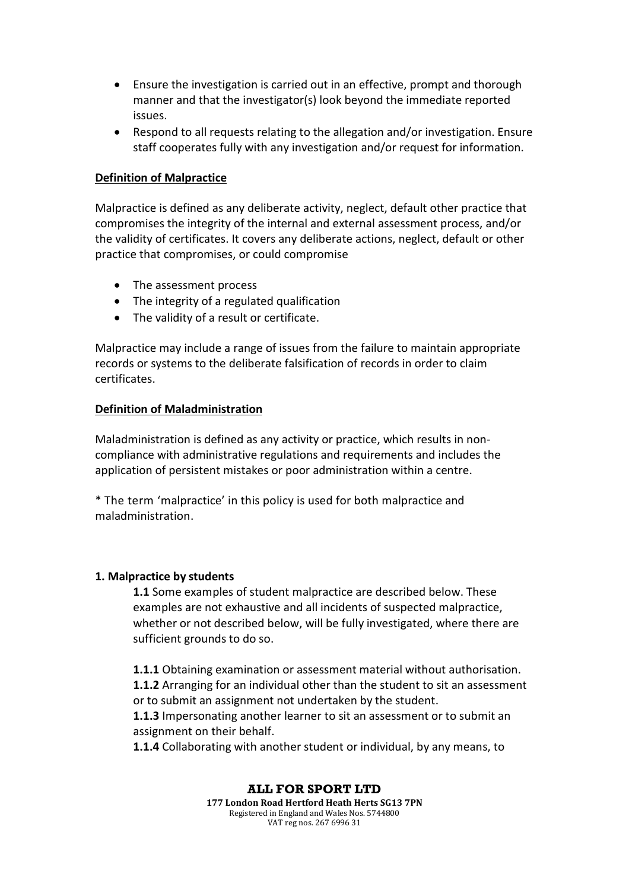- Ensure the investigation is carried out in an effective, prompt and thorough manner and that the investigator(s) look beyond the immediate reported issues.
- Respond to all requests relating to the allegation and/or investigation. Ensure staff cooperates fully with any investigation and/or request for information.

**Definition of Malpractice**

Malpractice is defined as any deliberate activity, neglect, default other practice that compromises the integrity of the internal and external assessment process, and/or the validity of certificates. It covers any deliberate actions, neglect, default or other practice that compromises, or could compromise

- The assessment process
- The integrity of a regulated qualification
- The validity of a result or certificate.

Malpractice may include a range of issues from the failure to maintain appropriate records or systems to the deliberate falsification of records in order to claim certificates.

**Definition of Maladministration**

Maladministration is defined as any activity or practice, which results in non-compliance with administrative regulations and requirements and includes the application of persistent mistakes or poor administration within a centre.

* The term 'malpractice' in this policy is used for both malpractice and maladministration.

**1. Malpractice by students**

**1.1** Some examples of student malpractice are described below. These examples are not exhaustive and all incidents of suspected malpractice, whether or not described below, will be fully investigated, where there are sufficient grounds to do so.

**1.1.1** Obtaining examination or assessment material without authorisation.
**1.1.2** Arranging for an individual other than the student to sit an assessment or to submit an assignment not undertaken by the student.
**1.1.3** Impersonating another learner to sit an assessment or to submit an assignment on their behalf.
**1.1.4** Collaborating with another student or individual, by any means, to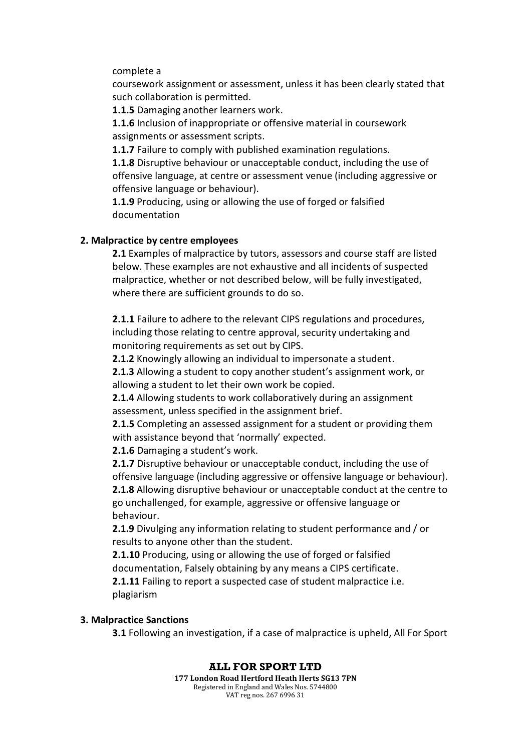complete a
coursework assignment or assessment, unless it has been clearly stated that such collaboration is permitted.

**1.1.5** Damaging another learners work.

**1.1.6** Inclusion of inappropriate or offensive material in coursework assignments or assessment scripts.

**1.1.7** Failure to comply with published examination regulations.

**1.1.8** Disruptive behaviour or unacceptable conduct, including the use of offensive language, at centre or assessment venue (including aggressive or offensive language or behaviour).

**1.1.9** Producing, using or allowing the use of forged or falsified documentation

**2. Malpractice by centre employees**

**2.1** Examples of malpractice by tutors, assessors and course staff are listed below. These examples are not exhaustive and all incidents of suspected malpractice, whether or not described below, will be fully investigated, where there are sufficient grounds to do so.

**2.1.1** Failure to adhere to the relevant CIPS regulations and procedures, including those relating to centre approval, security undertaking and monitoring requirements as set out by CIPS.

**2.1.2** Knowingly allowing an individual to impersonate a student.

**2.1.3** Allowing a student to copy another student's assignment work, or allowing a student to let their own work be copied.

**2.1.4** Allowing students to work collaboratively during an assignment assessment, unless specified in the assignment brief.

**2.1.5** Completing an assessed assignment for a student or providing them with assistance beyond that 'normally' expected.

**2.1.6** Damaging a student's work.

**2.1.7** Disruptive behaviour or unacceptable conduct, including the use of offensive language (including aggressive or offensive language or behaviour).

**2.1.8** Allowing disruptive behaviour or unacceptable conduct at the centre to go unchallenged, for example, aggressive or offensive language or behaviour.

**2.1.9** Divulging any information relating to student performance and / or results to anyone other than the student.

**2.1.10** Producing, using or allowing the use of forged or falsified documentation, Falsely obtaining by any means a CIPS certificate.

**2.1.11** Failing to report a suspected case of student malpractice i.e. plagiarism

**3. Malpractice Sanctions**

**3.1** Following an investigation, if a case of malpractice is upheld, All For Sport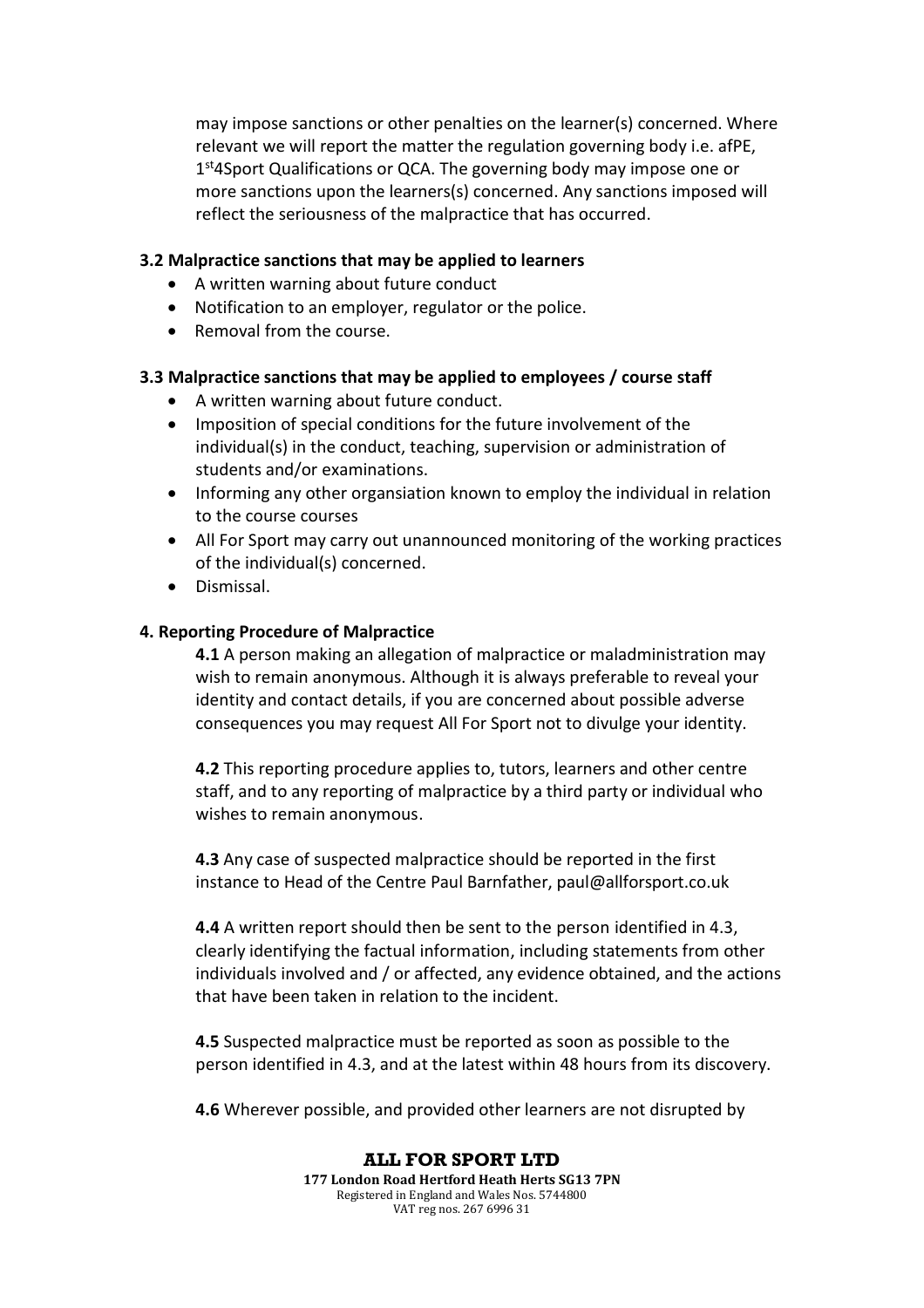may impose sanctions or other penalties on the learner(s) concerned. Where relevant we will report the matter the regulation governing body i.e. afPE, 1st4Sport Qualifications or QCA. The governing body may impose one or more sanctions upon the learners(s) concerned. Any sanctions imposed will reflect the seriousness of the malpractice that has occurred.

**3.2 Malpractice sanctions that may be applied to learners**

- A written warning about future conduct
- Notification to an employer, regulator or the police.
- Removal from the course.

**3.3 Malpractice sanctions that may be applied to employees / course staff**

- A written warning about future conduct.
- Imposition of special conditions for the future involvement of the individual(s) in the conduct, teaching, supervision or administration of students and/or examinations.
- Informing any other organsiation known to employ the individual in relation to the course courses
- All For Sport may carry out unannounced monitoring of the working practices of the individual(s) concerned.
- Dismissal.

**4. Reporting Procedure of Malpractice**

**4.1** A person making an allegation of malpractice or maladministration may wish to remain anonymous. Although it is always preferable to reveal your identity and contact details, if you are concerned about possible adverse consequences you may request All For Sport not to divulge your identity.

**4.2** This reporting procedure applies to, tutors, learners and other centre staff, and to any reporting of malpractice by a third party or individual who wishes to remain anonymous.

**4.3** Any case of suspected malpractice should be reported in the first instance to Head of the Centre Paul Barnfather, paul@allforsport.co.uk

**4.4** A written report should then be sent to the person identified in 4.3, clearly identifying the factual information, including statements from other individuals involved and / or affected, any evidence obtained, and the actions that have been taken in relation to the incident.

**4.5** Suspected malpractice must be reported as soon as possible to the person identified in 4.3, and at the latest within 48 hours from its discovery.

**4.6** Wherever possible, and provided other learners are not disrupted by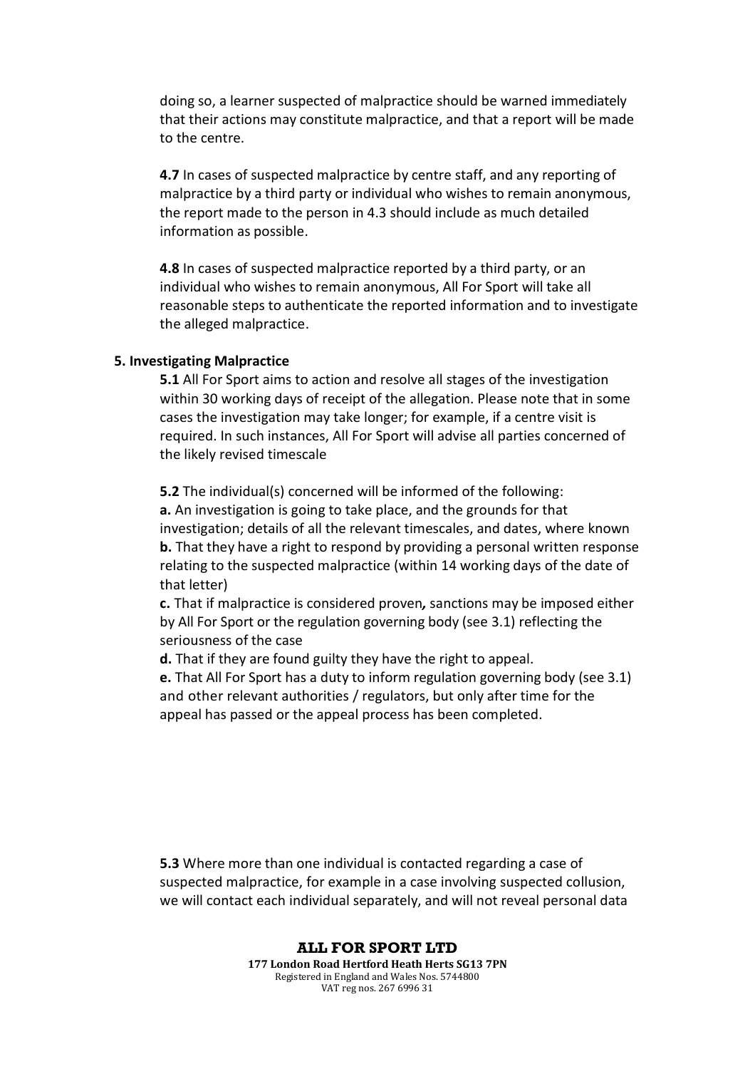doing so, a learner suspected of malpractice should be warned immediately that their actions may constitute malpractice, and that a report will be made to the centre.

**4.7** In cases of suspected malpractice by centre staff, and any reporting of malpractice by a third party or individual who wishes to remain anonymous, the report made to the person in 4.3 should include as much detailed information as possible.

**4.8** In cases of suspected malpractice reported by a third party, or an individual who wishes to remain anonymous, All For Sport will take all reasonable steps to authenticate the reported information and to investigate the alleged malpractice.

## 5. Investigating Malpractice

**5.1** All For Sport aims to action and resolve all stages of the investigation within 30 working days of receipt of the allegation. Please note that in some cases the investigation may take longer; for example, if a centre visit is required. In such instances, All For Sport will advise all parties concerned of the likely revised timescale

**5.2** The individual(s) concerned will be informed of the following:
**a.** An investigation is going to take place, and the grounds for that investigation; details of all the relevant timescales, and dates, where known
**b.** That they have a right to respond by providing a personal written response relating to the suspected malpractice (within 14 working days of the date of that letter)
**c.** That if malpractice is considered proven*,* sanctions may be imposed either by All For Sport or the regulation governing body (see 3.1) reflecting the seriousness of the case
**d.** That if they are found guilty they have the right to appeal.
**e.** That All For Sport has a duty to inform regulation governing body (see 3.1) and other relevant authorities / regulators, but only after time for the appeal has passed or the appeal process has been completed.

**5.3** Where more than one individual is contacted regarding a case of suspected malpractice, for example in a case involving suspected collusion, we will contact each individual separately, and will not reveal personal data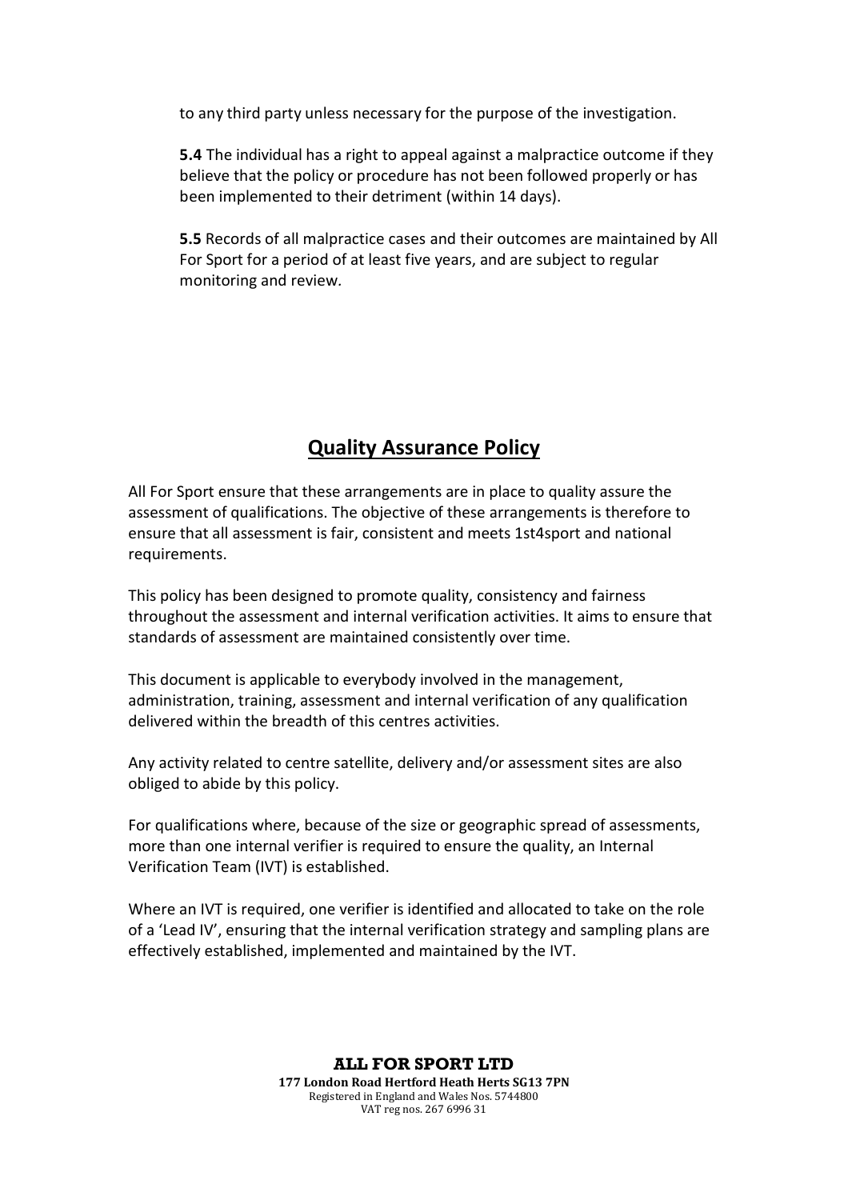to any third party unless necessary for the purpose of the investigation.

**5.4** The individual has a right to appeal against a malpractice outcome if they believe that the policy or procedure has not been followed properly or has been implemented to their detriment (within 14 days).

**5.5** Records of all malpractice cases and their outcomes are maintained by All For Sport for a period of at least five years, and are subject to regular monitoring and review.

## Quality Assurance Policy

All For Sport ensure that these arrangements are in place to quality assure the assessment of qualifications. The objective of these arrangements is therefore to ensure that all assessment is fair, consistent and meets 1st4sport and national requirements.

This policy has been designed to promote quality, consistency and fairness throughout the assessment and internal verification activities. It aims to ensure that standards of assessment are maintained consistently over time.

This document is applicable to everybody involved in the management, administration, training, assessment and internal verification of any qualification delivered within the breadth of this centres activities.

Any activity related to centre satellite, delivery and/or assessment sites are also obliged to abide by this policy.

For qualifications where, because of the size or geographic spread of assessments, more than one internal verifier is required to ensure the quality, an Internal Verification Team (IVT) is established.

Where an IVT is required, one verifier is identified and allocated to take on the role of a 'Lead IV', ensuring that the internal verification strategy and sampling plans are effectively established, implemented and maintained by the IVT.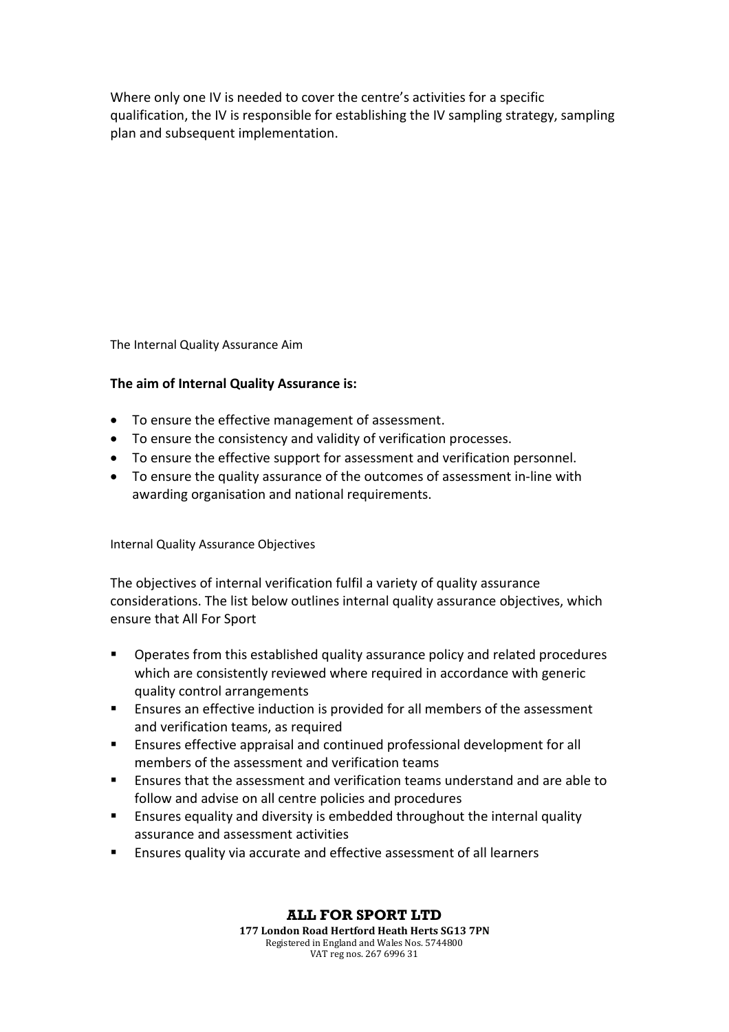Where only one IV is needed to cover the centre's activities for a specific qualification, the IV is responsible for establishing the IV sampling strategy, sampling plan and subsequent implementation.

## The Internal Quality Assurance Aim

**The aim of Internal Quality Assurance is:**

- To ensure the effective management of assessment.
- To ensure the consistency and validity of verification processes.
- To ensure the effective support for assessment and verification personnel.
- To ensure the quality assurance of the outcomes of assessment in-line with awarding organisation and national requirements.

## Internal Quality Assurance Objectives

The objectives of internal verification fulfil a variety of quality assurance considerations. The list below outlines internal quality assurance objectives, which ensure that All For Sport

- Operates from this established quality assurance policy and related procedures which are consistently reviewed where required in accordance with generic quality control arrangements
- Ensures an effective induction is provided for all members of the assessment and verification teams, as required
- Ensures effective appraisal and continued professional development for all members of the assessment and verification teams
- Ensures that the assessment and verification teams understand and are able to follow and advise on all centre policies and procedures
- Ensures equality and diversity is embedded throughout the internal quality assurance and assessment activities
- Ensures quality via accurate and effective assessment of all learners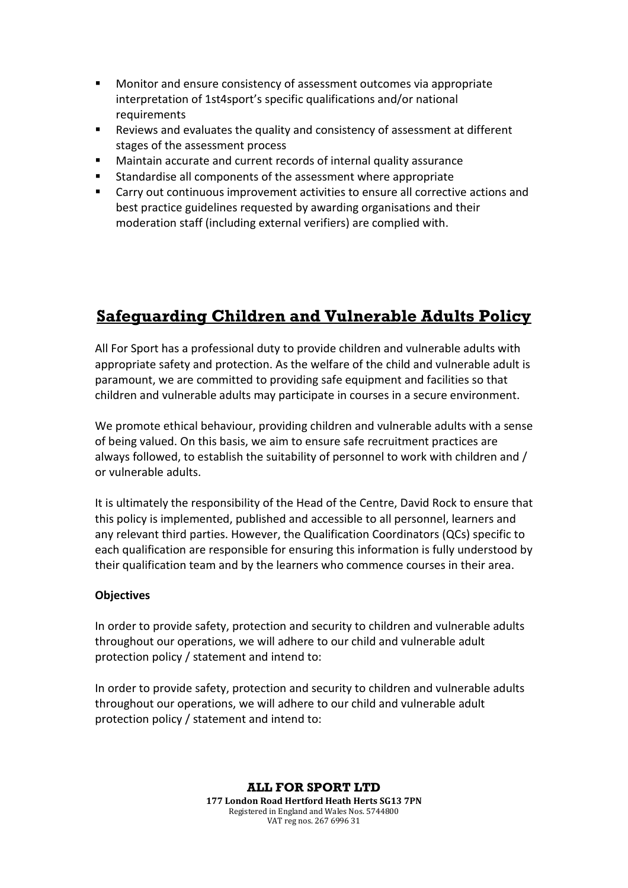- Monitor and ensure consistency of assessment outcomes via appropriate interpretation of 1st4sport's specific qualifications and/or national requirements
- Reviews and evaluates the quality and consistency of assessment at different stages of the assessment process
- Maintain accurate and current records of internal quality assurance
- Standardise all components of the assessment where appropriate
- Carry out continuous improvement activities to ensure all corrective actions and best practice guidelines requested by awarding organisations and their moderation staff (including external verifiers) are complied with.

## Safeguarding Children and Vulnerable Adults Policy

All For Sport has a professional duty to provide children and vulnerable adults with appropriate safety and protection. As the welfare of the child and vulnerable adult is paramount, we are committed to providing safe equipment and facilities so that children and vulnerable adults may participate in courses in a secure environment.

We promote ethical behaviour, providing children and vulnerable adults with a sense of being valued. On this basis, we aim to ensure safe recruitment practices are always followed, to establish the suitability of personnel to work with children and / or vulnerable adults.

It is ultimately the responsibility of the Head of the Centre, David Rock to ensure that this policy is implemented, published and accessible to all personnel, learners and any relevant third parties. However, the Qualification Coordinators (QCs) specific to each qualification are responsible for ensuring this information is fully understood by their qualification team and by the learners who commence courses in their area.

**Objectives**

In order to provide safety, protection and security to children and vulnerable adults throughout our operations, we will adhere to our child and vulnerable adult protection policy / statement and intend to:

In order to provide safety, protection and security to children and vulnerable adults throughout our operations, we will adhere to our child and vulnerable adult protection policy / statement and intend to: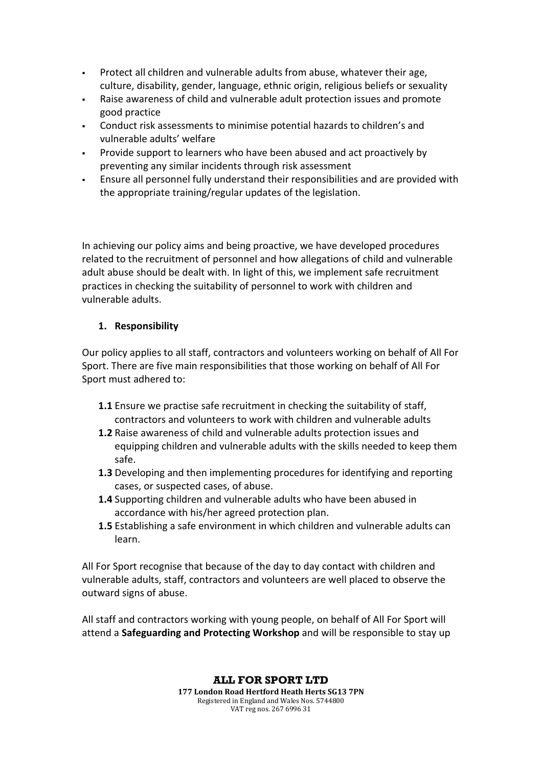- Protect all children and vulnerable adults from abuse, whatever their age, culture, disability, gender, language, ethnic origin, religious beliefs or sexuality
- Raise awareness of child and vulnerable adult protection issues and promote good practice
- Conduct risk assessments to minimise potential hazards to children's and vulnerable adults' welfare
- Provide support to learners who have been abused and act proactively by preventing any similar incidents through risk assessment
- Ensure all personnel fully understand their responsibilities and are provided with the appropriate training/regular updates of the legislation.

In achieving our policy aims and being proactive, we have developed procedures related to the recruitment of personnel and how allegations of child and vulnerable adult abuse should be dealt with. In light of this, we implement safe recruitment practices in checking the suitability of personnel to work with children and vulnerable adults.

## 1. Responsibility

Our policy applies to all staff, contractors and volunteers working on behalf of All For Sport. There are five main responsibilities that those working on behalf of All For Sport must adhered to:

**1.1** Ensure we practise safe recruitment in checking the suitability of staff, contractors and volunteers to work with children and vulnerable adults

**1.2** Raise awareness of child and vulnerable adults protection issues and equipping children and vulnerable adults with the skills needed to keep them safe.

**1.3** Developing and then implementing procedures for identifying and reporting cases, or suspected cases, of abuse.

**1.4** Supporting children and vulnerable adults who have been abused in accordance with his/her agreed protection plan.

**1.5** Establishing a safe environment in which children and vulnerable adults can learn.

All For Sport recognise that because of the day to day contact with children and vulnerable adults, staff, contractors and volunteers are well placed to observe the outward signs of abuse.

All staff and contractors working with young people, on behalf of All For Sport will attend a **Safeguarding and Protecting Workshop** and will be responsible to stay up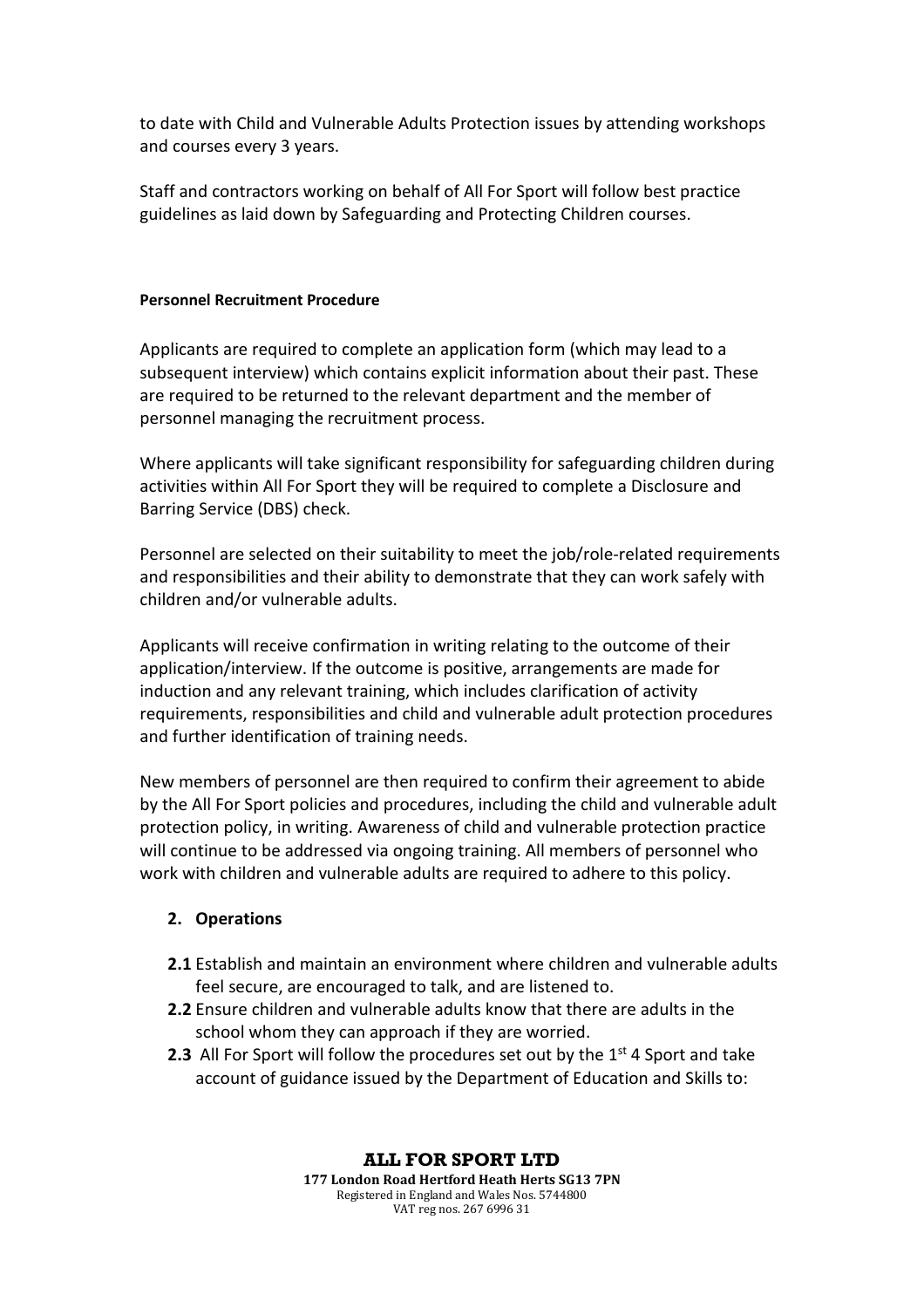to date with Child and Vulnerable Adults Protection issues by attending workshops and courses every 3 years.

Staff and contractors working on behalf of All For Sport will follow best practice guidelines as laid down by Safeguarding and Protecting Children courses.

**Personnel Recruitment Procedure**

Applicants are required to complete an application form (which may lead to a subsequent interview) which contains explicit information about their past. These are required to be returned to the relevant department and the member of personnel managing the recruitment process.

Where applicants will take significant responsibility for safeguarding children during activities within All For Sport they will be required to complete a Disclosure and Barring Service (DBS) check.

Personnel are selected on their suitability to meet the job/role-related requirements and responsibilities and their ability to demonstrate that they can work safely with children and/or vulnerable adults.

Applicants will receive confirmation in writing relating to the outcome of their application/interview. If the outcome is positive, arrangements are made for induction and any relevant training, which includes clarification of activity requirements, responsibilities and child and vulnerable adult protection procedures and further identification of training needs.

New members of personnel are then required to confirm their agreement to abide by the All For Sport policies and procedures, including the child and vulnerable adult protection policy, in writing. Awareness of child and vulnerable protection practice will continue to be addressed via ongoing training. All members of personnel who work with children and vulnerable adults are required to adhere to this policy.

**2. Operations**

**2.1** Establish and maintain an environment where children and vulnerable adults feel secure, are encouraged to talk, and are listened to.

**2.2** Ensure children and vulnerable adults know that there are adults in the school whom they can approach if they are worried.

**2.3** All For Sport will follow the procedures set out by the 1st 4 Sport and take account of guidance issued by the Department of Education and Skills to: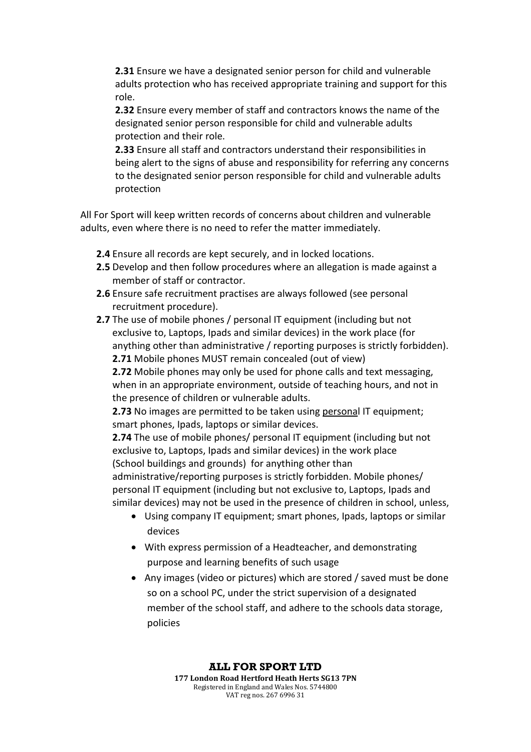**2.31** Ensure we have a designated senior person for child and vulnerable adults protection who has received appropriate training and support for this role.

**2.32** Ensure every member of staff and contractors knows the name of the designated senior person responsible for child and vulnerable adults protection and their role.

**2.33** Ensure all staff and contractors understand their responsibilities in being alert to the signs of abuse and responsibility for referring any concerns to the designated senior person responsible for child and vulnerable adults protection

All For Sport will keep written records of concerns about children and vulnerable adults, even where there is no need to refer the matter immediately.

**2.4** Ensure all records are kept securely, and in locked locations.

**2.5** Develop and then follow procedures where an allegation is made against a member of staff or contractor.

**2.6** Ensure safe recruitment practises are always followed (see personal recruitment procedure).

**2.7** The use of mobile phones / personal IT equipment (including but not exclusive to, Laptops, Ipads and similar devices) in the work place (for anything other than administrative / reporting purposes is strictly forbidden).

**2.71** Mobile phones MUST remain concealed (out of view)

**2.72** Mobile phones may only be used for phone calls and text messaging, when in an appropriate environment, outside of teaching hours, and not in the presence of children or vulnerable adults.

**2.73** No images are permitted to be taken using personal IT equipment; smart phones, Ipads, laptops or similar devices.

**2.74** The use of mobile phones/ personal IT equipment (including but not exclusive to, Laptops, Ipads and similar devices) in the work place (School buildings and grounds) for anything other than administrative/reporting purposes is strictly forbidden. Mobile phones/ personal IT equipment (including but not exclusive to, Laptops, Ipads and similar devices) may not be used in the presence of children in school, unless,

- Using company IT equipment; smart phones, Ipads, laptops or similar devices
- With express permission of a Headteacher, and demonstrating purpose and learning benefits of such usage
- Any images (video or pictures) which are stored / saved must be done so on a school PC, under the strict supervision of a designated member of the school staff, and adhere to the schools data storage, policies

**ALL FOR SPORT LTD**
**177 London Road Hertford Heath Herts SG13 7PN**
Registered in England and Wales Nos. 5744800
VAT reg nos. 267 6996 31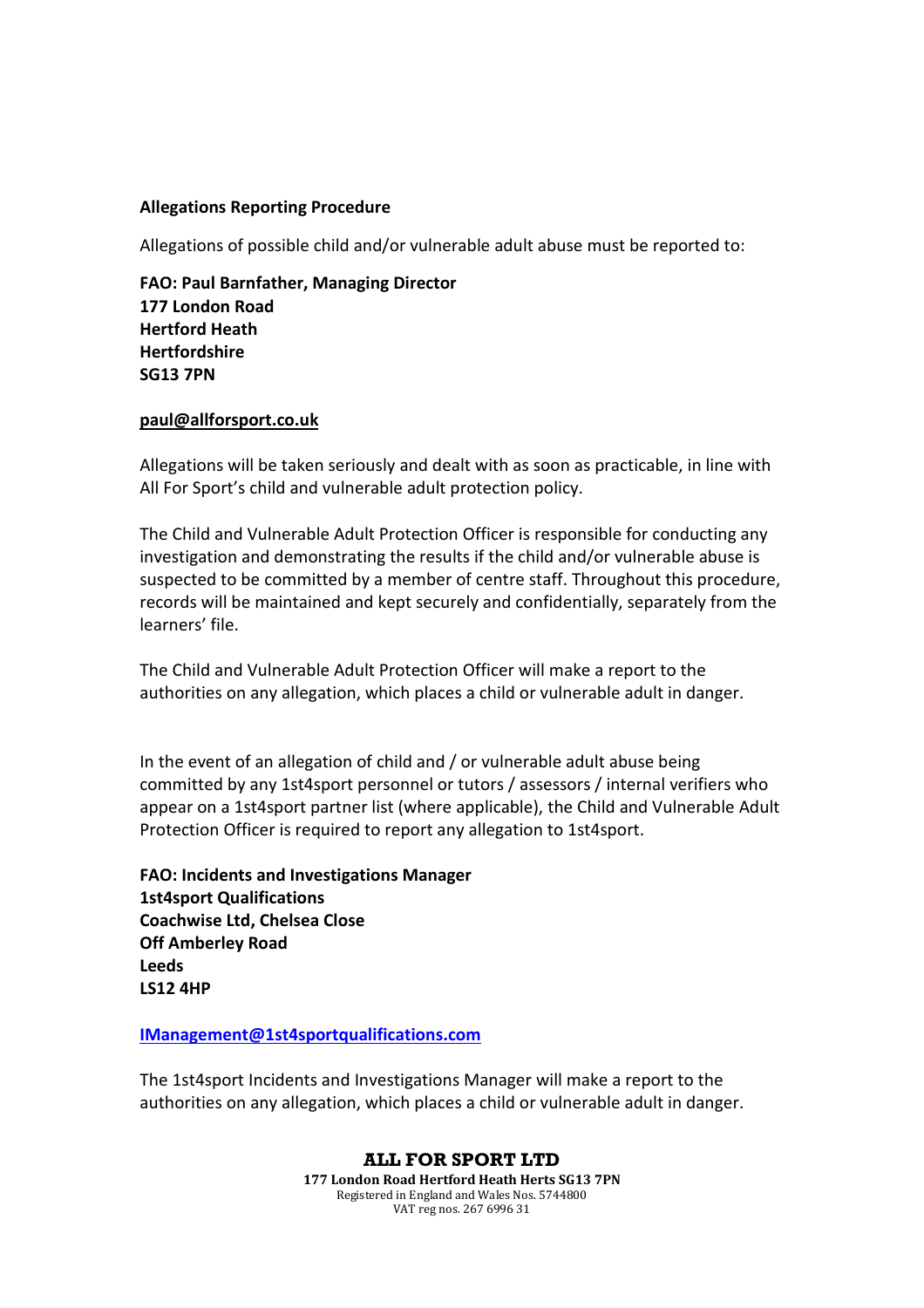**Allegations Reporting Procedure**

Allegations of possible child and/or vulnerable adult abuse must be reported to:

**FAO: Paul Barnfather, Managing Director**
**177 London Road**
**Hertford Heath**
**Hertfordshire**
**SG13 7PN**

**paul@allforsport.co.uk**

Allegations will be taken seriously and dealt with as soon as practicable, in line with All For Sport's child and vulnerable adult protection policy.

The Child and Vulnerable Adult Protection Officer is responsible for conducting any investigation and demonstrating the results if the child and/or vulnerable abuse is suspected to be committed by a member of centre staff. Throughout this procedure, records will be maintained and kept securely and confidentially, separately from the learners' file.

The Child and Vulnerable Adult Protection Officer will make a report to the authorities on any allegation, which places a child or vulnerable adult in danger.

In the event of an allegation of child and / or vulnerable adult abuse being committed by any 1st4sport personnel or tutors / assessors / internal verifiers who appear on a 1st4sport partner list (where applicable), the Child and Vulnerable Adult Protection Officer is required to report any allegation to 1st4sport.

**FAO: Incidents and Investigations Manager**
**1st4sport Qualifications**
**Coachwise Ltd, Chelsea Close**
**Off Amberley Road**
**Leeds**
**LS12 4HP**

IManagement@1st4sportqualifications.com

The 1st4sport Incidents and Investigations Manager will make a report to the authorities on any allegation, which places a child or vulnerable adult in danger.

**ALL FOR SPORT LTD**
**177 London Road Hertford Heath Herts SG13 7PN**
Registered in England and Wales Nos. 5744800
VAT reg nos. 267 6996 31